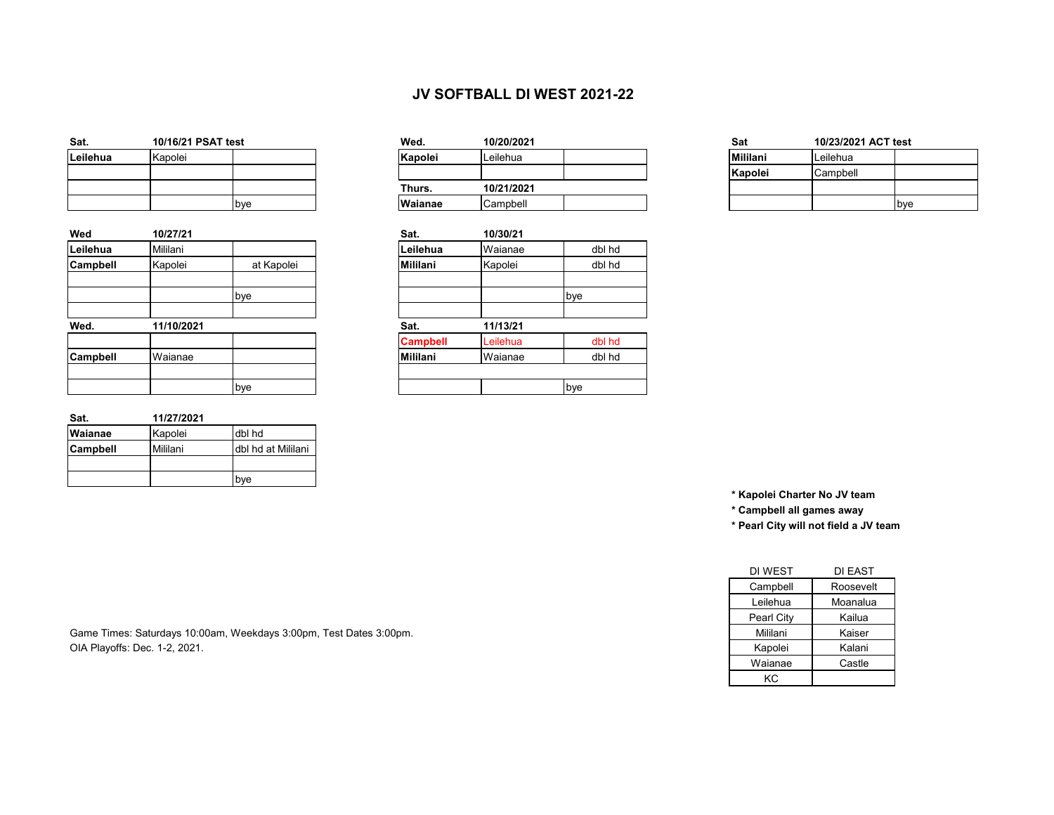# JV SOFTBALL DI WEST 2021-22

| Sat. | 10/16/21 PSAT test | |
|---|---|---|
| **Leilehua** | Kapolei | |
| | | |
| | | |
| | | bye |

| Wed. | 10/20/2021 | |
|---|---|---|
| **Kapolei** | Leilehua | |
| | | |
| **Thurs.** | **10/21/2021** | |
| **Waianae** | Campbell | |

| Sat | 10/23/2021 ACT test | |
|---|---|---|
| **Mililani** | Leilehua | |
| **Kapolei** | Campbell | |
| | | |
| | | bye |

| Wed | 10/27/21 | |
|---|---|---|
| **Leilehua** | Mililani | |
| **Campbell** | Kapolei | at Kapolei |
| | | |
| | | bye |
| | | |

| Sat. | 10/30/21 | |
|---|---|---|
| **Leilehua** | Waianae | dbl hd |
| **Mililani** | Kapolei | dbl hd |
| | | |
| | | bye |
| | | |

| Wed. | 11/10/2021 | |
|---|---|---|
| | | |
| **Campbell** | Waianae | |
| | | |
| | | bye |

| Sat. | 11/13/21 | |
|---|---|---|
| **Campbell** | Leilehua | dbl hd |
| **Mililani** | Waianae | dbl hd |
| | | |
| | | bye |

| Sat. | 11/27/2021 | |
|---|---|---|
| **Waianae** | Kapolei | dbl hd |
| **Campbell** | Mililani | dbl hd at Mililani |
| | | |
| | | bye |

**\* Kapolei Charter No JV team**

**\* Campbell all games away**

**\* Pearl City will not field a JV team**

| DI WEST | DI EAST |
|---|---|
| Campbell | Roosevelt |
| Leilehua | Moanalua |
| Pearl City | Kailua |
| Mililani | Kaiser |
| Kapolei | Kalani |
| Waianae | Castle |
| KC | |

Game Times: Saturdays 10:00am, Weekdays 3:00pm, Test Dates 3:00pm.

OIA Playoffs: Dec. 1-2, 2021.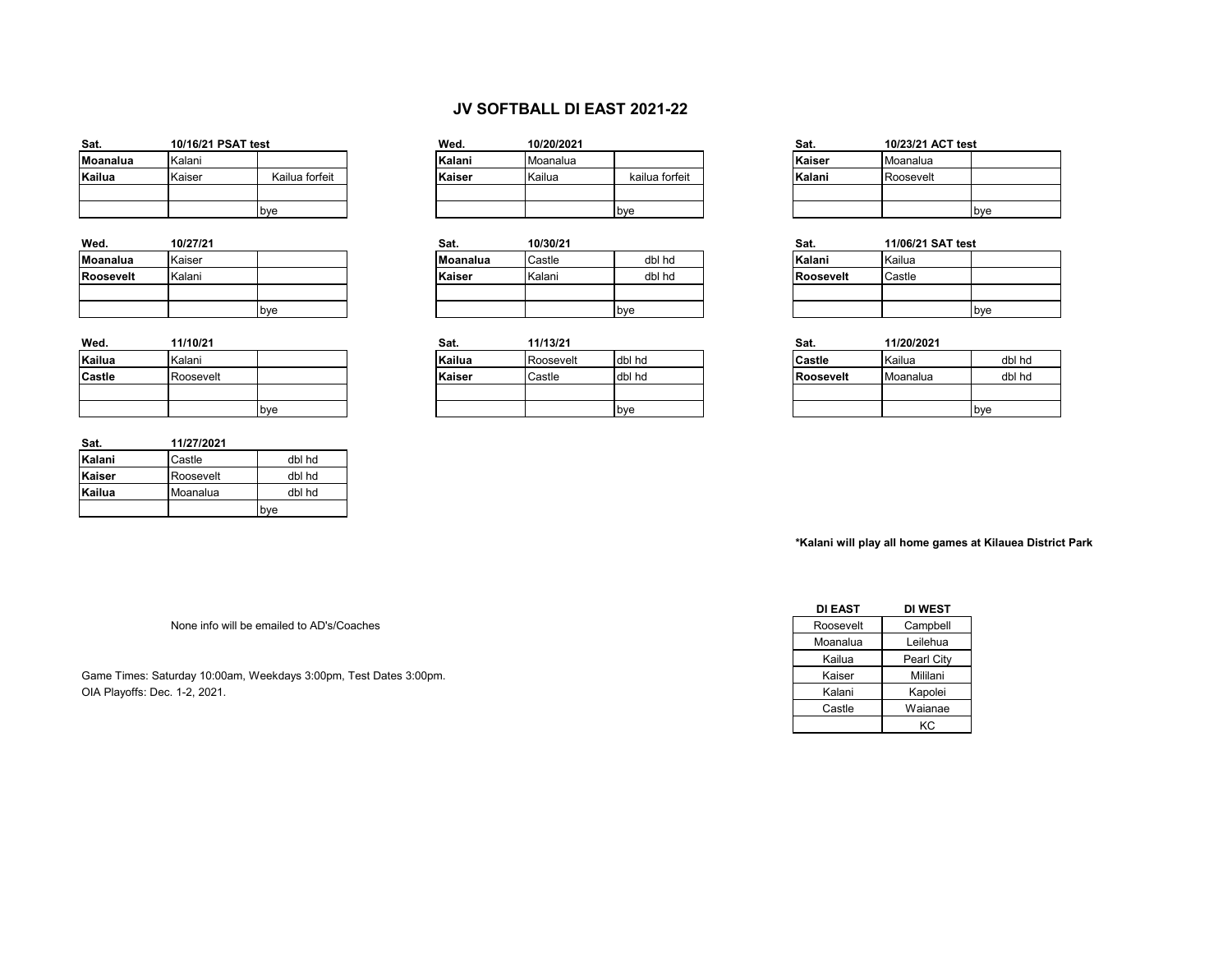# JV SOFTBALL DI EAST 2021-22

| Sat. | 10/16/21 PSAT test | |
|---|---|---|
| Moanalua | Kalani | |
| Kailua | Kaiser | Kailua forfeit |
| | | |
| | | bye |

| Wed. | 10/20/2021 | |
|---|---|---|
| Kalani | Moanalua | |
| Kaiser | Kailua | kailua forfeit |
| | | |
| | | bye |

| Sat. | 10/23/21 ACT test | |
|---|---|---|
| Kaiser | Moanalua | |
| Kalani | Roosevelt | |
| | | |
| | | bye |

| Wed. | 10/27/21 | |
|---|---|---|
| Moanalua | Kaiser | |
| Roosevelt | Kalani | |
| | | |
| | | bye |

| Sat. | 10/30/21 | |
|---|---|---|
| Moanalua | Castle | dbl hd |
| Kaiser | Kalani | dbl hd |
| | | |
| | | bye |

| Sat. | 11/06/21 SAT test | |
|---|---|---|
| Kalani | Kailua | |
| Roosevelt | Castle | |
| | | |
| | | bye |

| Wed. | 11/10/21 | |
|---|---|---|
| Kailua | Kalani | |
| Castle | Roosevelt | |
| | | |
| | | bye |

| Sat. | 11/13/21 | |
|---|---|---|
| Kailua | Roosevelt | dbl hd |
| Kaiser | Castle | dbl hd |
| | | |
| | | bye |

| Sat. | 11/20/2021 | |
|---|---|---|
| Castle | Kailua | dbl hd |
| Roosevelt | Moanalua | dbl hd |
| | | |
| | | bye |

| Sat. | 11/27/2021 | |
|---|---|---|
| Kalani | Castle | dbl hd |
| Kaiser | Roosevelt | dbl hd |
| Kailua | Moanalua | dbl hd |
| | | bye |

***Kalani will play all home games at Kilauea District Park**

None info will be emailed to AD's/Coaches

Game Times: Saturday 10:00am, Weekdays 3:00pm, Test Dates 3:00pm.
OIA Playoffs: Dec. 1-2, 2021.

| DI EAST | DI WEST |
|---|---|
| Roosevelt | Campbell |
| Moanalua | Leilehua |
| Kailua | Pearl City |
| Kaiser | Mililani |
| Kalani | Kapolei |
| Castle | Waianae |
| | KC |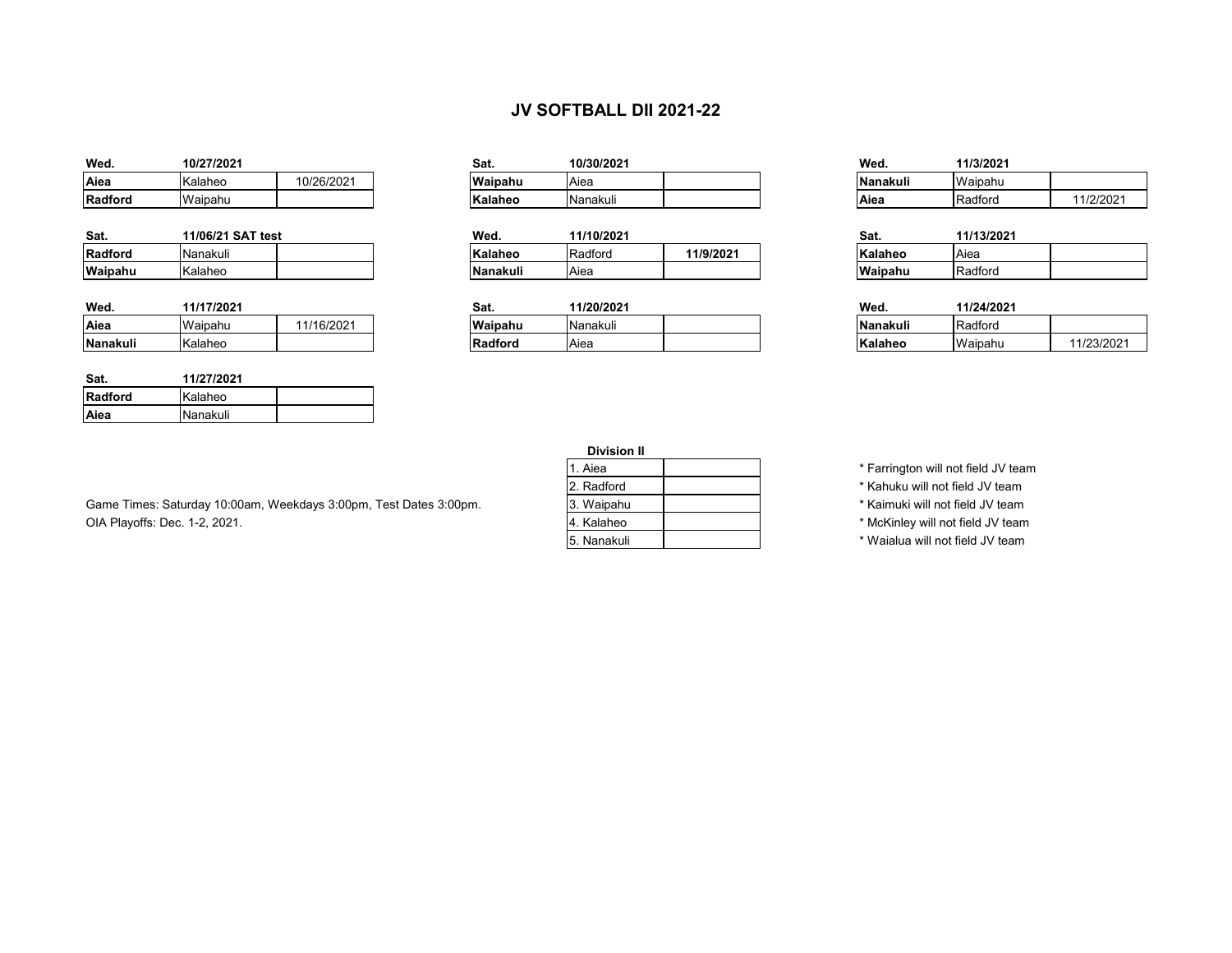# JV SOFTBALL DII 2021-22

| Wed. | 10/27/2021 | |
|---|---|---|
| **Aiea** | Kalaheo | 10/26/2021 |
| **Radford** | Waipahu | |

| Sat. | 10/30/2021 | |
|---|---|---|
| **Waipahu** | Aiea | |
| **Kalaheo** | Nanakuli | |

| Wed. | 11/3/2021 | |
|---|---|---|
| **Nanakuli** | Waipahu | |
| **Aiea** | Radford | 11/2/2021 |

| Sat. | 11/06/21 SAT test | |
|---|---|---|
| **Radford** | Nanakuli | |
| **Waipahu** | Kalaheo | |

| Wed. | 11/10/2021 | |
|---|---|---|
| **Kalaheo** | Radford | **11/9/2021** |
| **Nanakuli** | Aiea | |

| Sat. | 11/13/2021 | |
|---|---|---|
| **Kalaheo** | Aiea | |
| **Waipahu** | Radford | |

| Wed. | 11/17/2021 | |
|---|---|---|
| **Aiea** | Waipahu | 11/16/2021 |
| **Nanakuli** | Kalaheo | |

| Sat. | 11/20/2021 | |
|---|---|---|
| **Waipahu** | Nanakuli | |
| **Radford** | Aiea | |

| Wed. | 11/24/2021 | |
|---|---|---|
| **Nanakuli** | Radford | |
| **Kalaheo** | Waipahu | 11/23/2021 |

| Sat. | 11/27/2021 | |
|---|---|---|
| **Radford** | Kalaheo | |
| **Aiea** | Nanakuli | |

Game Times: Saturday 10:00am, Weekdays 3:00pm, Test Dates 3:00pm.
OIA Playoffs: Dec. 1-2, 2021.

| **Division II** | |
|---|---|
| 1. Aiea | |
| 2. Radford | |
| 3. Waipahu | |
| 4. Kalaheo | |
| 5. Nanakuli | |

* Farrington will not field JV team
* Kahuku will not field JV team
* Kaimuki will not field JV team
* McKinley will not field JV team
* Waialua will not field JV team